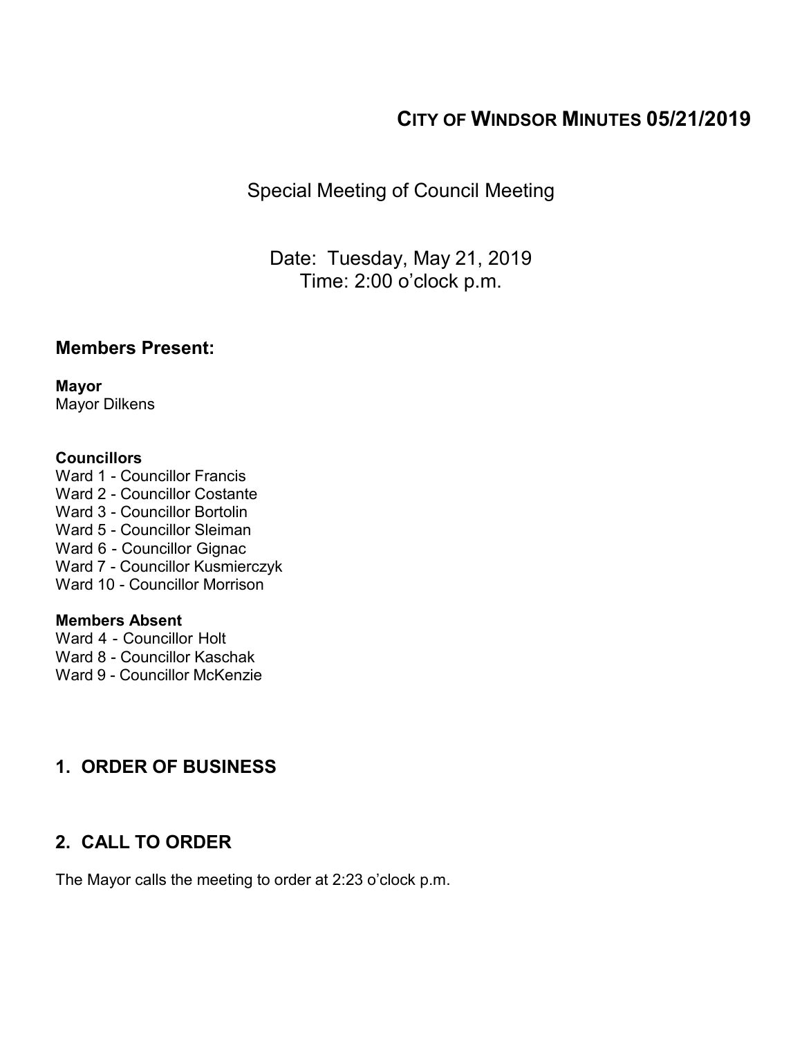# CITY OF WINDSOR MINUTES 05/21/2019

Special Meeting of Council Meeting

Date: Tuesday, May 21, 2019
Time: 2:00 o'clock p.m.

## Members Present:

**Mayor**
Mayor Dilkens

**Councillors**
Ward 1 - Councillor Francis
Ward 2 - Councillor Costante
Ward 3 - Councillor Bortolin
Ward 5 - Councillor Sleiman
Ward 6 - Councillor Gignac
Ward 7 - Councillor Kusmierczyk
Ward 10 - Councillor Morrison

**Members Absent**
Ward 4 - Councillor Holt
Ward 8 - Councillor Kaschak
Ward 9 - Councillor McKenzie

## 1. ORDER OF BUSINESS

## 2. CALL TO ORDER

The Mayor calls the meeting to order at 2:23 o'clock p.m.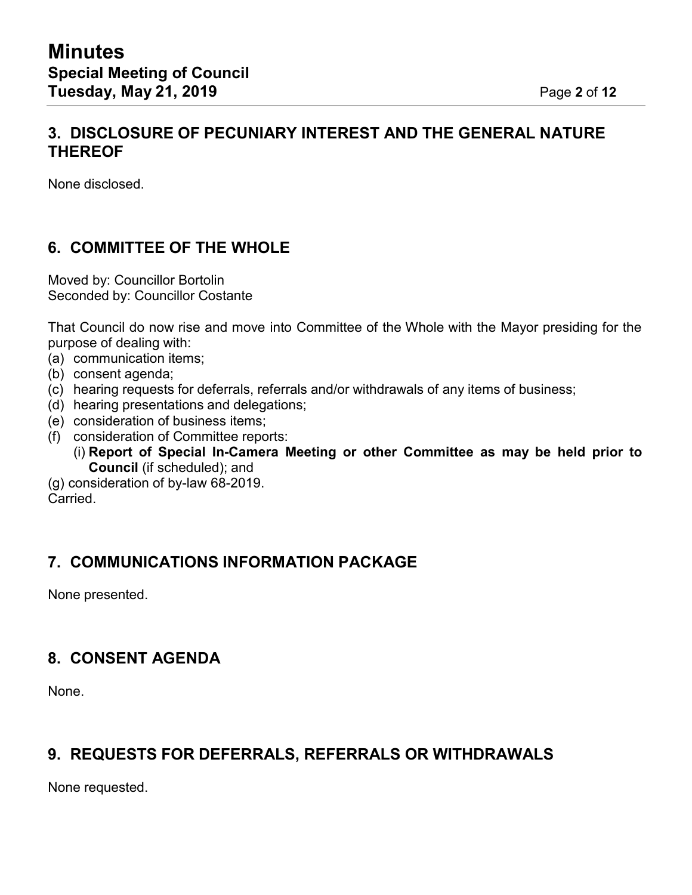## 3. DISCLOSURE OF PECUNIARY INTEREST AND THE GENERAL NATURE THEREOF

None disclosed.

## 6. COMMITTEE OF THE WHOLE

Moved by: Councillor Bortolin
Seconded by: Councillor Costante

That Council do now rise and move into Committee of the Whole with the Mayor presiding for the purpose of dealing with:

(a) communication items;
(b) consent agenda;
(c) hearing requests for deferrals, referrals and/or withdrawals of any items of business;
(d) hearing presentations and delegations;
(e) consideration of business items;
(f) consideration of Committee reports:
  (i) **Report of Special In-Camera Meeting or other Committee as may be held prior to Council** (if scheduled); and
(g) consideration of by-law 68-2019.

Carried.

## 7. COMMUNICATIONS INFORMATION PACKAGE

None presented.

## 8. CONSENT AGENDA

None.

## 9. REQUESTS FOR DEFERRALS, REFERRALS OR WITHDRAWALS

None requested.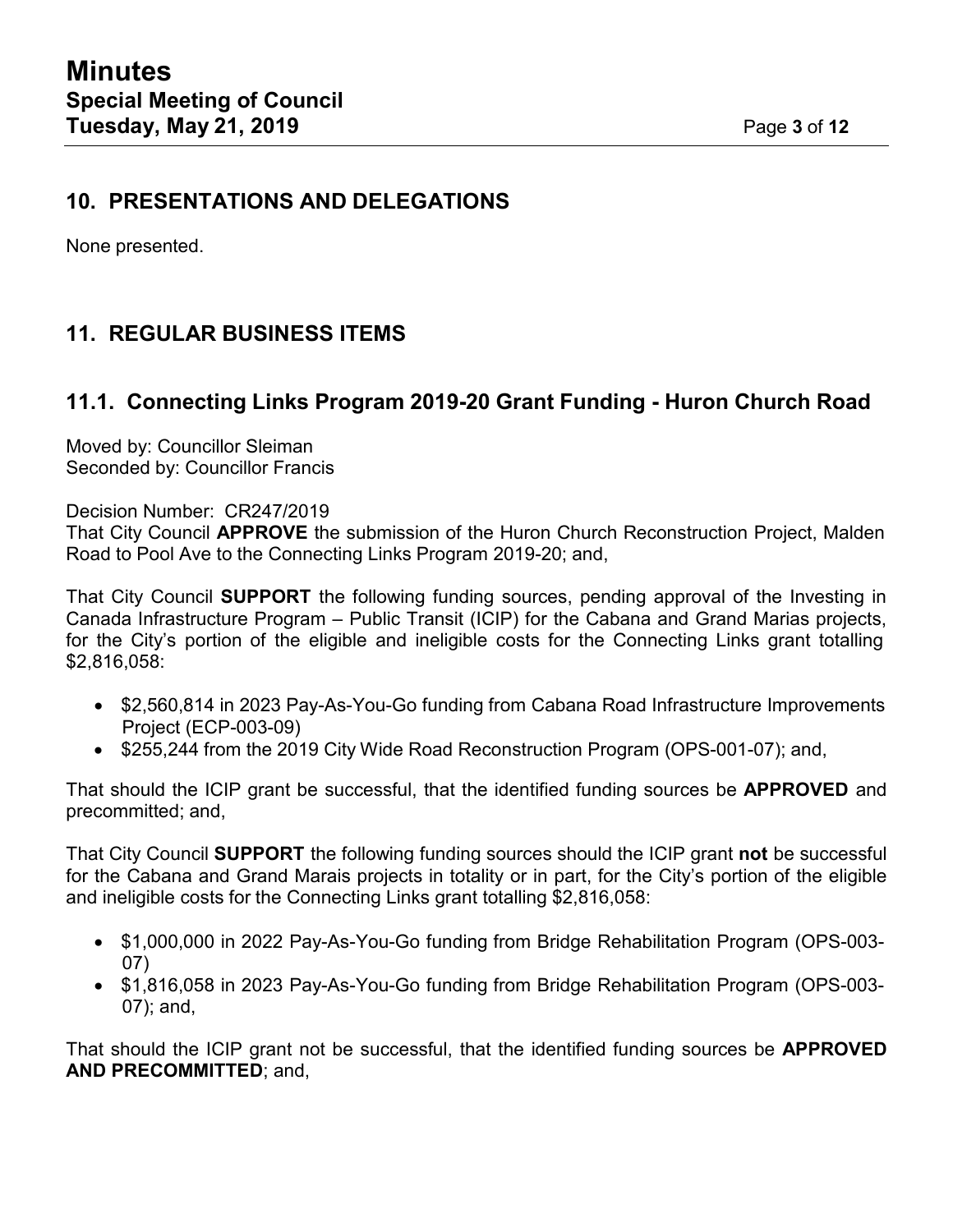## 10. PRESENTATIONS AND DELEGATIONS

None presented.

## 11. REGULAR BUSINESS ITEMS

### 11.1. Connecting Links Program 2019-20 Grant Funding - Huron Church Road

Moved by: Councillor Sleiman
Seconded by: Councillor Francis

Decision Number: CR247/2019
That City Council **APPROVE** the submission of the Huron Church Reconstruction Project, Malden Road to Pool Ave to the Connecting Links Program 2019-20; and,

That City Council **SUPPORT** the following funding sources, pending approval of the Investing in Canada Infrastructure Program – Public Transit (ICIP) for the Cabana and Grand Marias projects, for the City's portion of the eligible and ineligible costs for the Connecting Links grant totalling $2,816,058:

- $2,560,814 in 2023 Pay-As-You-Go funding from Cabana Road Infrastructure Improvements Project (ECP-003-09)
- $255,244 from the 2019 City Wide Road Reconstruction Program (OPS-001-07); and,

That should the ICIP grant be successful, that the identified funding sources be **APPROVED** and precommitted; and,

That City Council **SUPPORT** the following funding sources should the ICIP grant **not** be successful for the Cabana and Grand Marais projects in totality or in part, for the City's portion of the eligible and ineligible costs for the Connecting Links grant totalling $2,816,058:

- $1,000,000 in 2022 Pay-As-You-Go funding from Bridge Rehabilitation Program (OPS-003-07)
- $1,816,058 in 2023 Pay-As-You-Go funding from Bridge Rehabilitation Program (OPS-003-07); and,

That should the ICIP grant not be successful, that the identified funding sources be **APPROVED AND PRECOMMITTED**; and,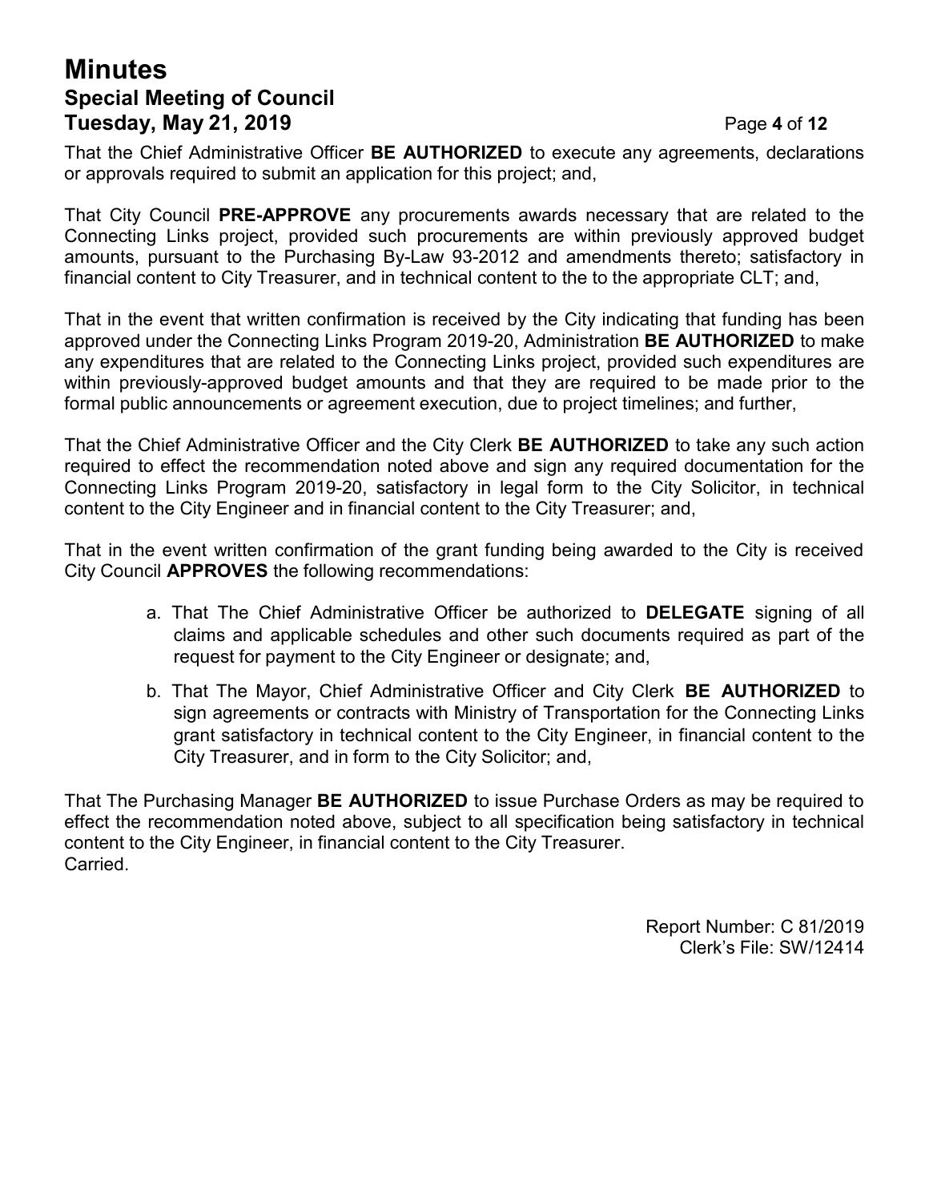That the Chief Administrative Officer **BE AUTHORIZED** to execute any agreements, declarations or approvals required to submit an application for this project; and,

That City Council **PRE-APPROVE** any procurements awards necessary that are related to the Connecting Links project, provided such procurements are within previously approved budget amounts, pursuant to the Purchasing By-Law 93-2012 and amendments thereto; satisfactory in financial content to City Treasurer, and in technical content to the to the appropriate CLT; and,

That in the event that written confirmation is received by the City indicating that funding has been approved under the Connecting Links Program 2019-20, Administration **BE AUTHORIZED** to make any expenditures that are related to the Connecting Links project, provided such expenditures are within previously-approved budget amounts and that they are required to be made prior to the formal public announcements or agreement execution, due to project timelines; and further,

That the Chief Administrative Officer and the City Clerk **BE AUTHORIZED** to take any such action required to effect the recommendation noted above and sign any required documentation for the Connecting Links Program 2019-20, satisfactory in legal form to the City Solicitor, in technical content to the City Engineer and in financial content to the City Treasurer; and,

That in the event written confirmation of the grant funding being awarded to the City is received City Council **APPROVES** the following recommendations:

a. That The Chief Administrative Officer be authorized to **DELEGATE** signing of all claims and applicable schedules and other such documents required as part of the request for payment to the City Engineer or designate; and,

b. That The Mayor, Chief Administrative Officer and City Clerk **BE AUTHORIZED** to sign agreements or contracts with Ministry of Transportation for the Connecting Links grant satisfactory in technical content to the City Engineer, in financial content to the City Treasurer, and in form to the City Solicitor; and,

That The Purchasing Manager **BE AUTHORIZED** to issue Purchase Orders as may be required to effect the recommendation noted above, subject to all specification being satisfactory in technical content to the City Engineer, in financial content to the City Treasurer.
Carried.

Report Number: C 81/2019
Clerk's File: SW/12414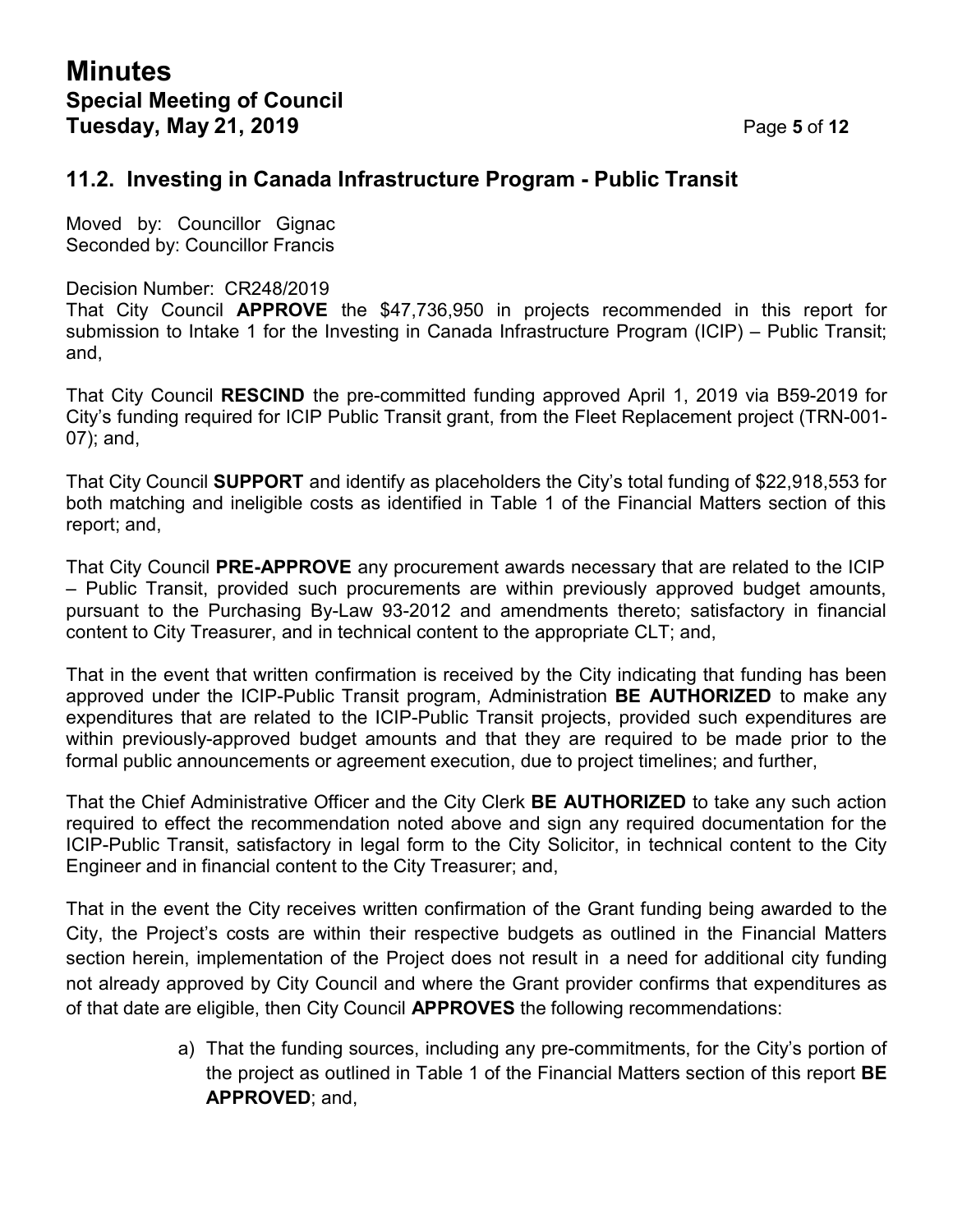## 11.2. Investing in Canada Infrastructure Program - Public Transit

Moved by: Councillor Gignac
Seconded by: Councillor Francis

Decision Number: CR248/2019
That City Council **APPROVE** the $47,736,950 in projects recommended in this report for submission to Intake 1 for the Investing in Canada Infrastructure Program (ICIP) – Public Transit; and,

That City Council **RESCIND** the pre-committed funding approved April 1, 2019 via B59-2019 for City's funding required for ICIP Public Transit grant, from the Fleet Replacement project (TRN-001-07); and,

That City Council **SUPPORT** and identify as placeholders the City's total funding of $22,918,553 for both matching and ineligible costs as identified in Table 1 of the Financial Matters section of this report; and,

That City Council **PRE-APPROVE** any procurement awards necessary that are related to the ICIP – Public Transit, provided such procurements are within previously approved budget amounts, pursuant to the Purchasing By-Law 93-2012 and amendments thereto; satisfactory in financial content to City Treasurer, and in technical content to the appropriate CLT; and,

That in the event that written confirmation is received by the City indicating that funding has been approved under the ICIP-Public Transit program, Administration **BE AUTHORIZED** to make any expenditures that are related to the ICIP-Public Transit projects, provided such expenditures are within previously-approved budget amounts and that they are required to be made prior to the formal public announcements or agreement execution, due to project timelines; and further,

That the Chief Administrative Officer and the City Clerk **BE AUTHORIZED** to take any such action required to effect the recommendation noted above and sign any required documentation for the ICIP-Public Transit, satisfactory in legal form to the City Solicitor, in technical content to the City Engineer and in financial content to the City Treasurer; and,

That in the event the City receives written confirmation of the Grant funding being awarded to the City, the Project's costs are within their respective budgets as outlined in the Financial Matters section herein, implementation of the Project does not result in a need for additional city funding not already approved by City Council and where the Grant provider confirms that expenditures as of that date are eligible, then City Council **APPROVES** the following recommendations:

a) That the funding sources, including any pre-commitments, for the City's portion of the project as outlined in Table 1 of the Financial Matters section of this report **BE APPROVED**; and,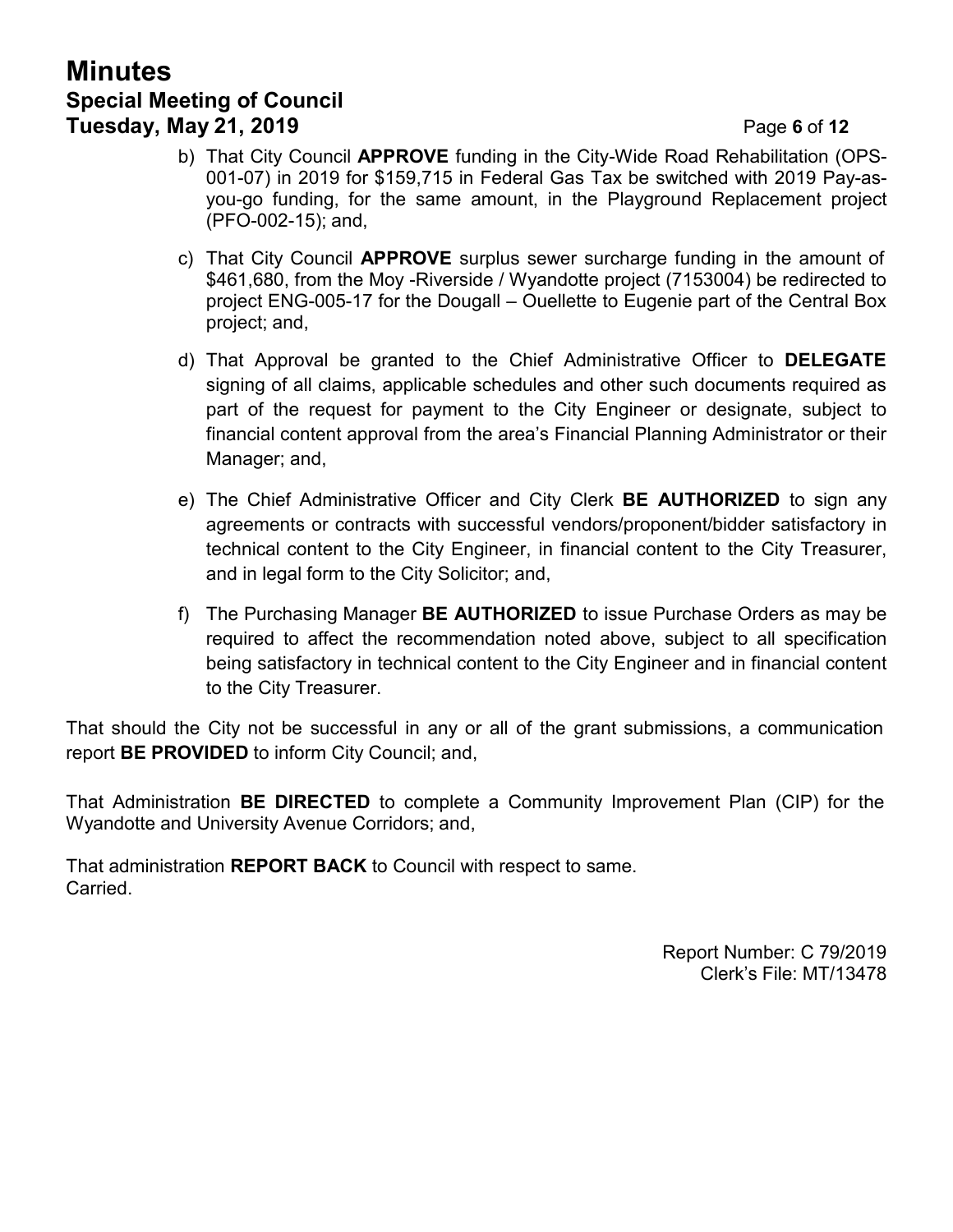b) That City Council **APPROVE** funding in the City-Wide Road Rehabilitation (OPS-001-07) in 2019 for $159,715 in Federal Gas Tax be switched with 2019 Pay-as-you-go funding, for the same amount, in the Playground Replacement project (PFO-002-15); and,

c) That City Council **APPROVE** surplus sewer surcharge funding in the amount of $461,680, from the Moy -Riverside / Wyandotte project (7153004) be redirected to project ENG-005-17 for the Dougall – Ouellette to Eugenie part of the Central Box project; and,

d) That Approval be granted to the Chief Administrative Officer to **DELEGATE** signing of all claims, applicable schedules and other such documents required as part of the request for payment to the City Engineer or designate, subject to financial content approval from the area's Financial Planning Administrator or their Manager; and,

e) The Chief Administrative Officer and City Clerk **BE AUTHORIZED** to sign any agreements or contracts with successful vendors/proponent/bidder satisfactory in technical content to the City Engineer, in financial content to the City Treasurer, and in legal form to the City Solicitor; and,

f) The Purchasing Manager **BE AUTHORIZED** to issue Purchase Orders as may be required to affect the recommendation noted above, subject to all specification being satisfactory in technical content to the City Engineer and in financial content to the City Treasurer.

That should the City not be successful in any or all of the grant submissions, a communication report **BE PROVIDED** to inform City Council; and,

That Administration **BE DIRECTED** to complete a Community Improvement Plan (CIP) for the Wyandotte and University Avenue Corridors; and,

That administration **REPORT BACK** to Council with respect to same.
Carried.

Report Number: C 79/2019
Clerk's File: MT/13478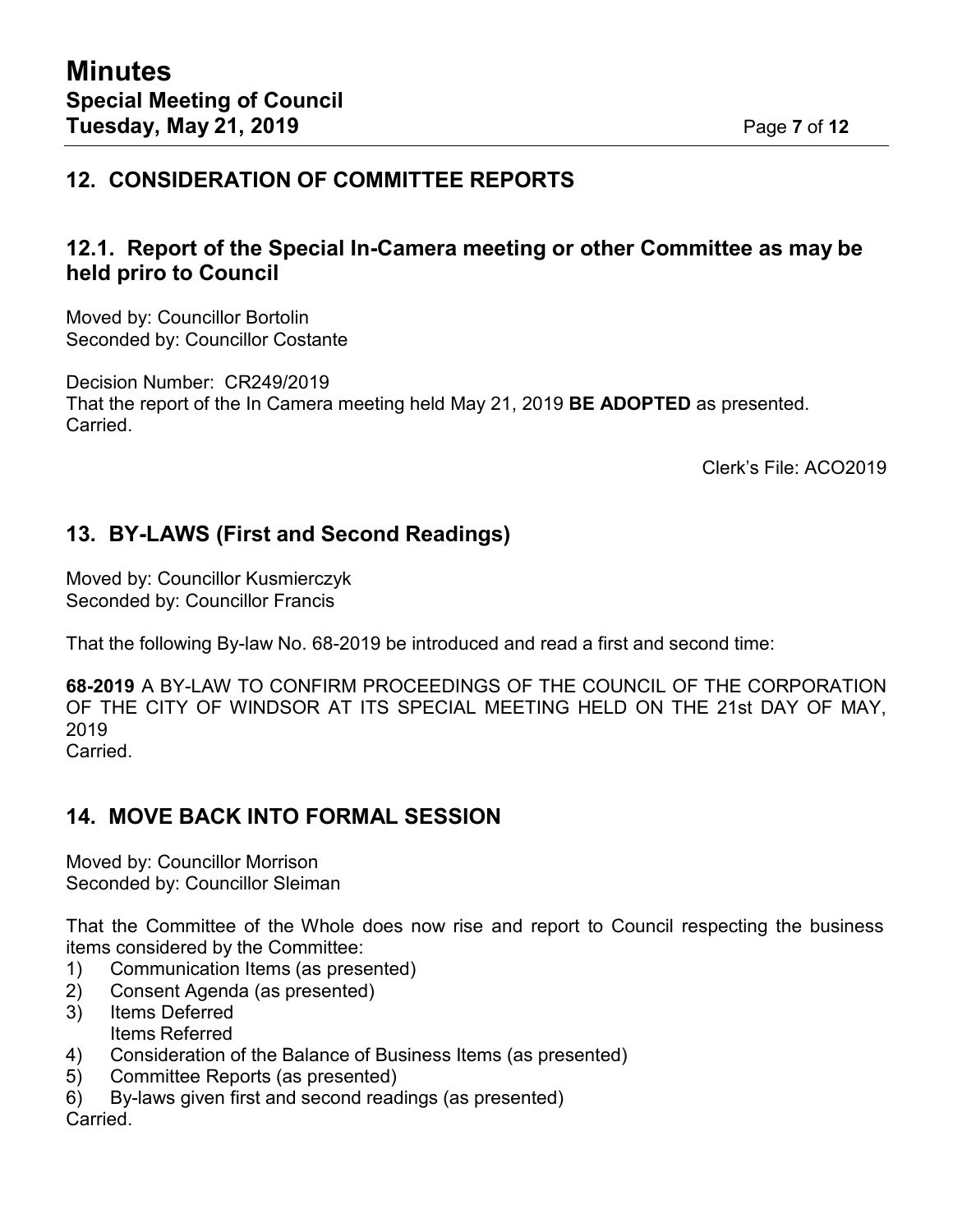## 12. CONSIDERATION OF COMMITTEE REPORTS

### 12.1. Report of the Special In-Camera meeting or other Committee as may be held priro to Council

Moved by: Councillor Bortolin
Seconded by: Councillor Costante

Decision Number: CR249/2019
That the report of the In Camera meeting held May 21, 2019 **BE ADOPTED** as presented.
Carried.

Clerk's File: ACO2019

## 13. BY-LAWS (First and Second Readings)

Moved by: Councillor Kusmierczyk
Seconded by: Councillor Francis

That the following By-law No. 68-2019 be introduced and read a first and second time:

**68-2019** A BY-LAW TO CONFIRM PROCEEDINGS OF THE COUNCIL OF THE CORPORATION OF THE CITY OF WINDSOR AT ITS SPECIAL MEETING HELD ON THE 21st DAY OF MAY, 2019
Carried.

## 14. MOVE BACK INTO FORMAL SESSION

Moved by: Councillor Morrison
Seconded by: Councillor Sleiman

That the Committee of the Whole does now rise and report to Council respecting the business items considered by the Committee:

1) Communication Items (as presented)
2) Consent Agenda (as presented)
3) Items Deferred
   Items Referred
4) Consideration of the Balance of Business Items (as presented)
5) Committee Reports (as presented)
6) By-laws given first and second readings (as presented)

Carried.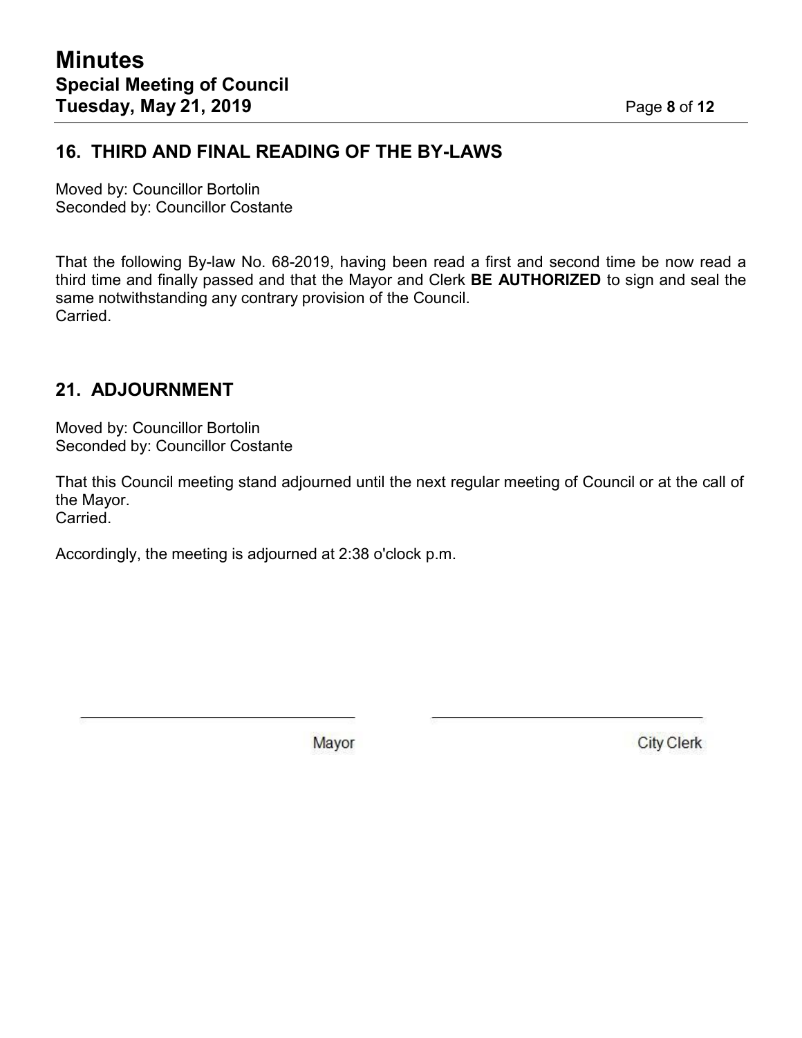## 16. THIRD AND FINAL READING OF THE BY-LAWS

Moved by: Councillor Bortolin
Seconded by: Councillor Costante

That the following By-law No. 68-2019, having been read a first and second time be now read a third time and finally passed and that the Mayor and Clerk **BE AUTHORIZED** to sign and seal the same notwithstanding any contrary provision of the Council.
Carried.

## 21. ADJOURNMENT

Moved by: Councillor Bortolin
Seconded by: Councillor Costante

That this Council meeting stand adjourned until the next regular meeting of Council or at the call of the Mayor.
Carried.

Accordingly, the meeting is adjourned at 2:38 o'clock p.m.

Mayor

City Clerk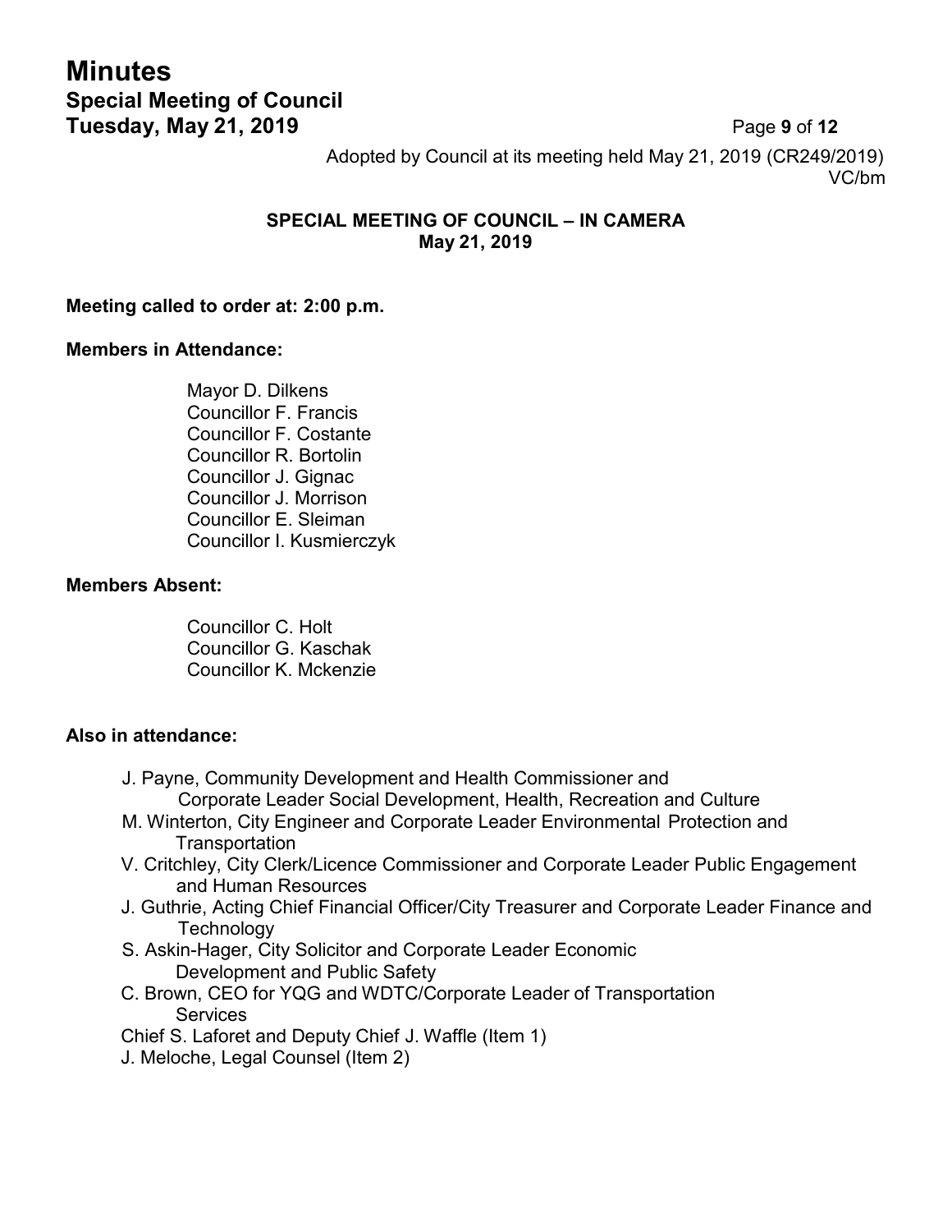Adopted by Council at its meeting held May 21, 2019 (CR249/2019)
VC/bm

## SPECIAL MEETING OF COUNCIL – IN CAMERA
## May 21, 2019

**Meeting called to order at: 2:00 p.m.**

**Members in Attendance:**

Mayor D. Dilkens
Councillor F. Francis
Councillor F. Costante
Councillor R. Bortolin
Councillor J. Gignac
Councillor J. Morrison
Councillor E. Sleiman
Councillor I. Kusmierczyk

**Members Absent:**

Councillor C. Holt
Councillor G. Kaschak
Councillor K. Mckenzie

**Also in attendance:**

J. Payne, Community Development and Health Commissioner and Corporate Leader Social Development, Health, Recreation and Culture
M. Winterton, City Engineer and Corporate Leader Environmental Protection and Transportation
V. Critchley, City Clerk/Licence Commissioner and Corporate Leader Public Engagement and Human Resources
J. Guthrie, Acting Chief Financial Officer/City Treasurer and Corporate Leader Finance and Technology
S. Askin-Hager, City Solicitor and Corporate Leader Economic Development and Public Safety
C. Brown, CEO for YQG and WDTC/Corporate Leader of Transportation Services
Chief S. Laforet and Deputy Chief J. Waffle (Item 1)
J. Meloche, Legal Counsel (Item 2)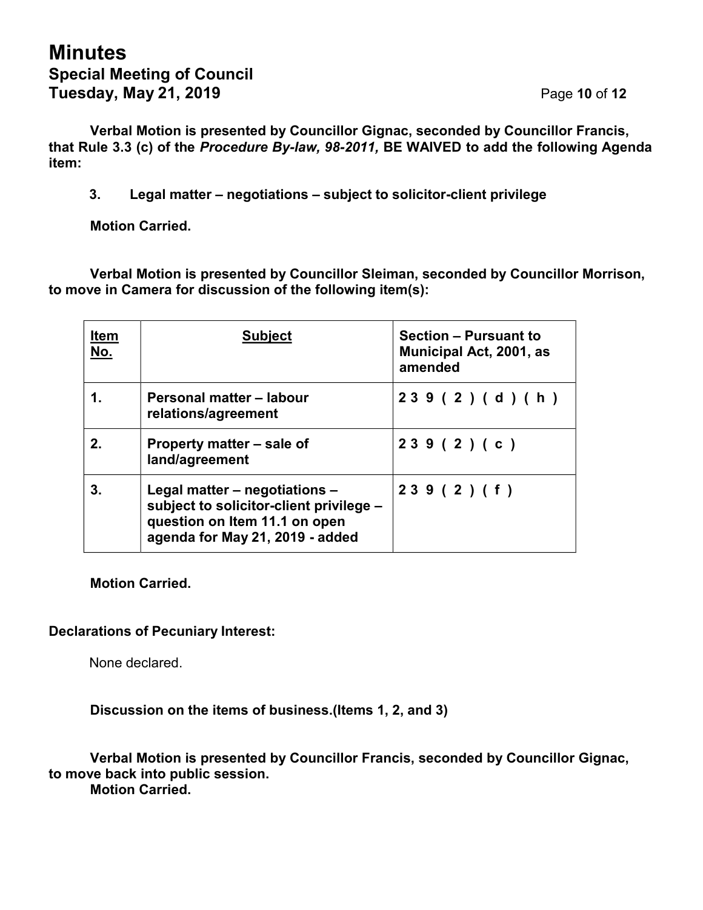**Verbal Motion is presented by Councillor Gignac, seconded by Councillor Francis, that Rule 3.3 (c) of the *Procedure By-law, 98-2011,* BE WAIVED to add the following Agenda item:**

**3. Legal matter – negotiations – subject to solicitor-client privilege**

**Motion Carried.**

**Verbal Motion is presented by Councillor Sleiman, seconded by Councillor Morrison, to move in Camera for discussion of the following item(s):**

| Item No. | Subject | Section – Pursuant to Municipal Act, 2001, as amended |
|---|---|---|
| **1.** | **Personal matter – labour relations/agreement** | **239 (2) (d) (h)** |
| **2.** | **Property matter – sale of land/agreement** | **239 (2) (c)** |
| **3.** | **Legal matter – negotiations – subject to solicitor-client privilege – question on Item 11.1 on open agenda for May 21, 2019 - added** | **239 (2) (f)** |

**Motion Carried.**

**Declarations of Pecuniary Interest:**

None declared.

**Discussion on the items of business.(Items 1, 2, and 3)**

**Verbal Motion is presented by Councillor Francis, seconded by Councillor Gignac, to move back into public session.**
**Motion Carried.**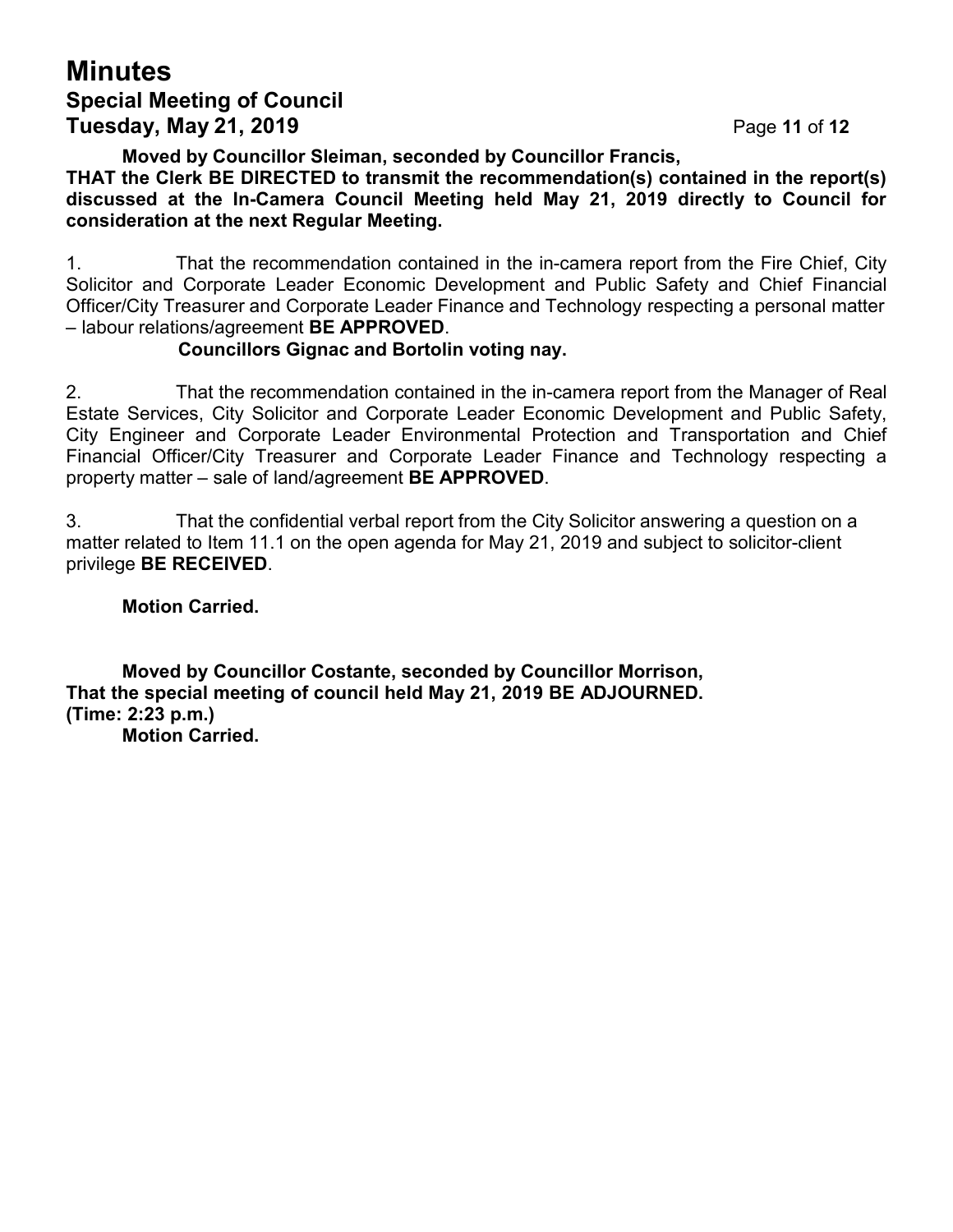**Moved by Councillor Sleiman, seconded by Councillor Francis,**
**THAT the Clerk BE DIRECTED to transmit the recommendation(s) contained in the report(s) discussed at the In-Camera Council Meeting held May 21, 2019 directly to Council for consideration at the next Regular Meeting.**

1. That the recommendation contained in the in-camera report from the Fire Chief, City Solicitor and Corporate Leader Economic Development and Public Safety and Chief Financial Officer/City Treasurer and Corporate Leader Finance and Technology respecting a personal matter – labour relations/agreement **BE APPROVED**.
   **Councillors Gignac and Bortolin voting nay.**

2. That the recommendation contained in the in-camera report from the Manager of Real Estate Services, City Solicitor and Corporate Leader Economic Development and Public Safety, City Engineer and Corporate Leader Environmental Protection and Transportation and Chief Financial Officer/City Treasurer and Corporate Leader Finance and Technology respecting a property matter – sale of land/agreement **BE APPROVED**.

3. That the confidential verbal report from the City Solicitor answering a question on a matter related to Item 11.1 on the open agenda for May 21, 2019 and subject to solicitor-client privilege **BE RECEIVED**.

**Motion Carried.**

**Moved by Councillor Costante, seconded by Councillor Morrison,**
**That the special meeting of council held May 21, 2019 BE ADJOURNED.**
**(Time: 2:23 p.m.)**
**Motion Carried.**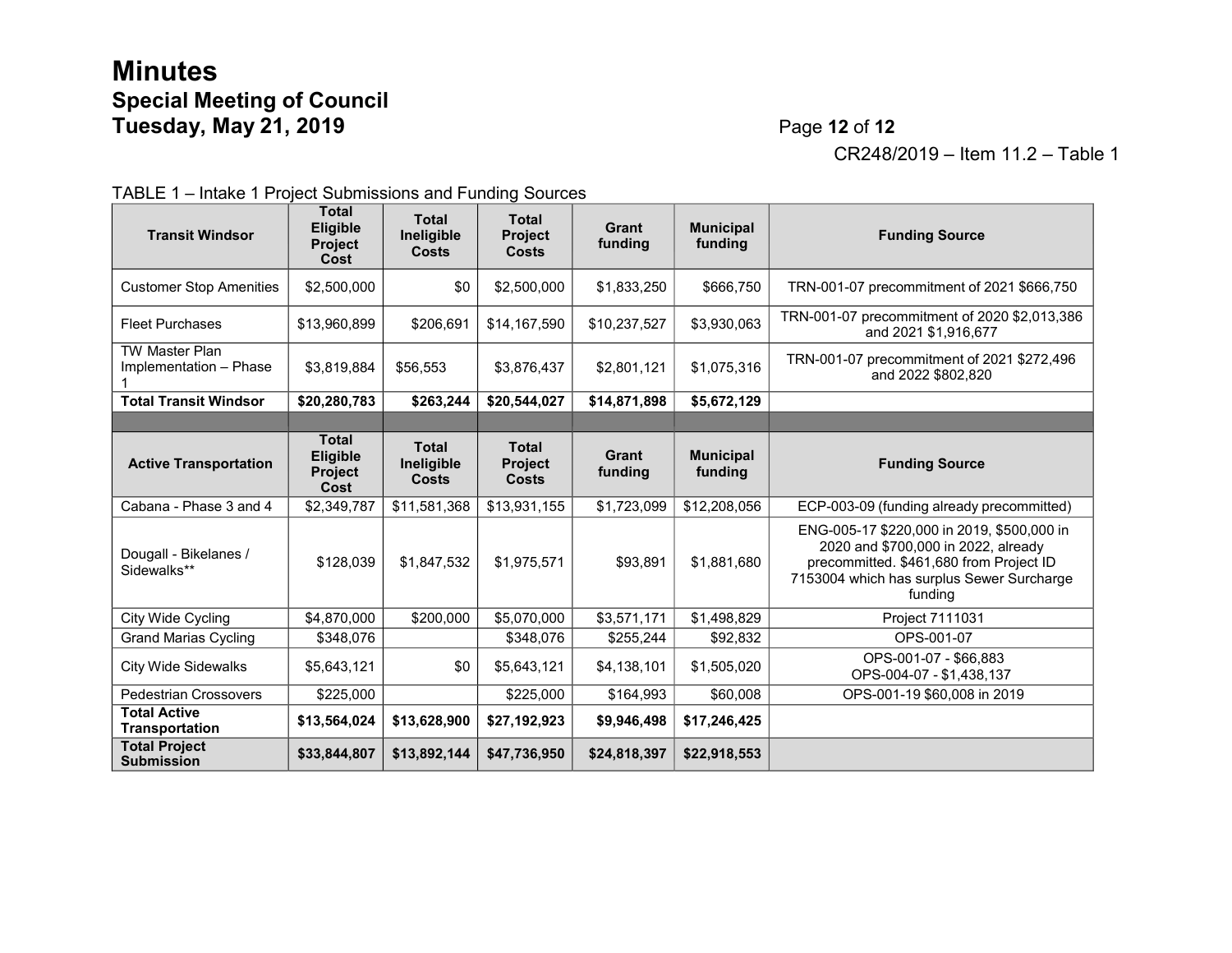CR248/2019 – Item 11.2 – Table 1

TABLE 1 – Intake 1 Project Submissions and Funding Sources

| Transit Windsor | Total Eligible Project Cost | Total Ineligible Costs | Total Project Costs | Grant funding | Municipal funding | Funding Source |
|---|---|---|---|---|---|---|
| Customer Stop Amenities | $2,500,000 | $0 | $2,500,000 | $1,833,250 | $666,750 | TRN-001-07 precommitment of 2021 $666,750 |
| Fleet Purchases | $13,960,899 | $206,691 | $14,167,590 | $10,237,527 | $3,930,063 | TRN-001-07 precommitment of 2020 $2,013,386 and 2021 $1,916,677 |
| TW Master Plan Implementation – Phase 1 | $3,819,884 | $56,553 | $3,876,437 | $2,801,121 | $1,075,316 | TRN-001-07 precommitment of 2021 $272,496 and 2022 $802,820 |
| **Total Transit Windsor** | **$20,280,783** | **$263,244** | **$20,544,027** | **$14,871,898** | **$5,672,129** | |
| | | | | | | |
| **Active Transportation** | **Total Eligible Project Cost** | **Total Ineligible Costs** | **Total Project Costs** | **Grant funding** | **Municipal funding** | **Funding Source** |
| Cabana - Phase 3 and 4 | $2,349,787 | $11,581,368 | $13,931,155 | $1,723,099 | $12,208,056 | ECP-003-09 (funding already precommitted) |
| Dougall - Bikelanes / Sidewalks** | $128,039 | $1,847,532 | $1,975,571 | $93,891 | $1,881,680 | ENG-005-17 $220,000 in 2019, $500,000 in 2020 and $700,000 in 2022, already precommitted. $461,680 from Project ID 7153004 which has surplus Sewer Surcharge funding |
| City Wide Cycling | $4,870,000 | $200,000 | $5,070,000 | $3,571,171 | $1,498,829 | Project 7111031 |
| Grand Marias Cycling | $348,076 | | $348,076 | $255,244 | $92,832 | OPS-001-07 |
| City Wide Sidewalks | $5,643,121 | $0 | $5,643,121 | $4,138,101 | $1,505,020 | OPS-001-07 - $66,883<br>OPS-004-07 - $1,438,137 |
| Pedestrian Crossovers | $225,000 | | $225,000 | $164,993 | $60,008 | OPS-001-19 $60,008 in 2019 |
| **Total Active Transportation** | **$13,564,024** | **$13,628,900** | **$27,192,923** | **$9,946,498** | **$17,246,425** | |
| **Total Project Submission** | **$33,844,807** | **$13,892,144** | **$47,736,950** | **$24,818,397** | **$22,918,553** | |